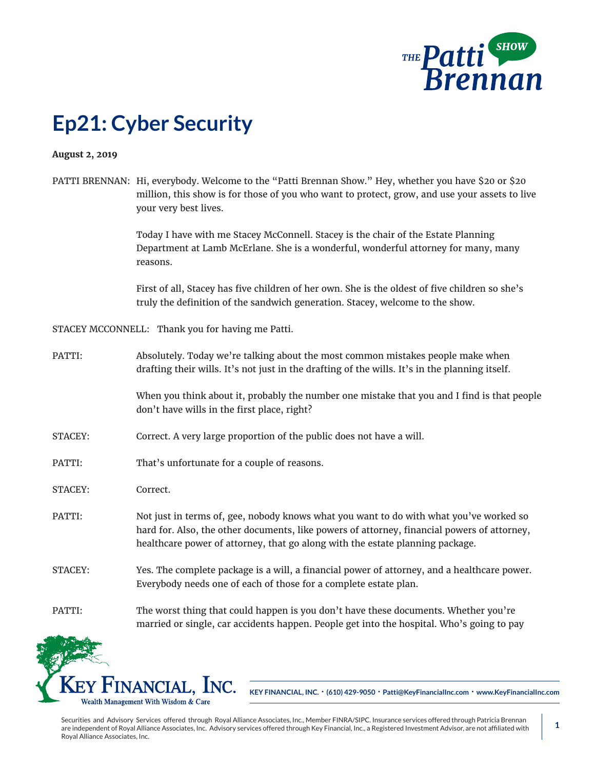# Ep21: Cyber Security

**August 2, 2019**

PATTI BRENNAN: Hi, everybody. Welcome to the "Patti Brennan Show." Hey, whether you have $20 or $20 million, this show is for those of you who want to protect, grow, and use your assets to live your very best lives.

Today I have with me Stacey McConnell. Stacey is the chair of the Estate Planning Department at Lamb McErlane. She is a wonderful, wonderful attorney for many, many reasons.

First of all, Stacey has five children of her own. She is the oldest of five children so she's truly the definition of the sandwich generation. Stacey, welcome to the show.

STACEY MCCONNELL: Thank you for having me Patti.

PATTI: Absolutely. Today we're talking about the most common mistakes people make when drafting their wills. It's not just in the drafting of the wills. It's in the planning itself.

When you think about it, probably the number one mistake that you and I find is that people don't have wills in the first place, right?

STACEY: Correct. A very large proportion of the public does not have a will.

PATTI: That's unfortunate for a couple of reasons.

STACEY: Correct.

PATTI: Not just in terms of, gee, nobody knows what you want to do with what you've worked so hard for. Also, the other documents, like powers of attorney, financial powers of attorney, healthcare power of attorney, that go along with the estate planning package.

STACEY: Yes. The complete package is a will, a financial power of attorney, and a healthcare power. Everybody needs one of each of those for a complete estate plan.

PATTI: The worst thing that could happen is you don't have these documents. Whether you're married or single, car accidents happen. People get into the hospital. Who's going to pay

KEY FINANCIAL, INC. • (610) 429-9050 • Patti@KeyFinancialInc.com • www.KeyFinancialInc.com

Securities and Advisory Services offered through Royal Alliance Associates, Inc., Member FINRA/SIPC. Insurance services offered through Patricia Brennan are independent of Royal Alliance Associates, Inc. Advisory services offered through Key Financial, Inc., a Registered Investment Advisor, are not affiliated with Royal Alliance Associates, Inc.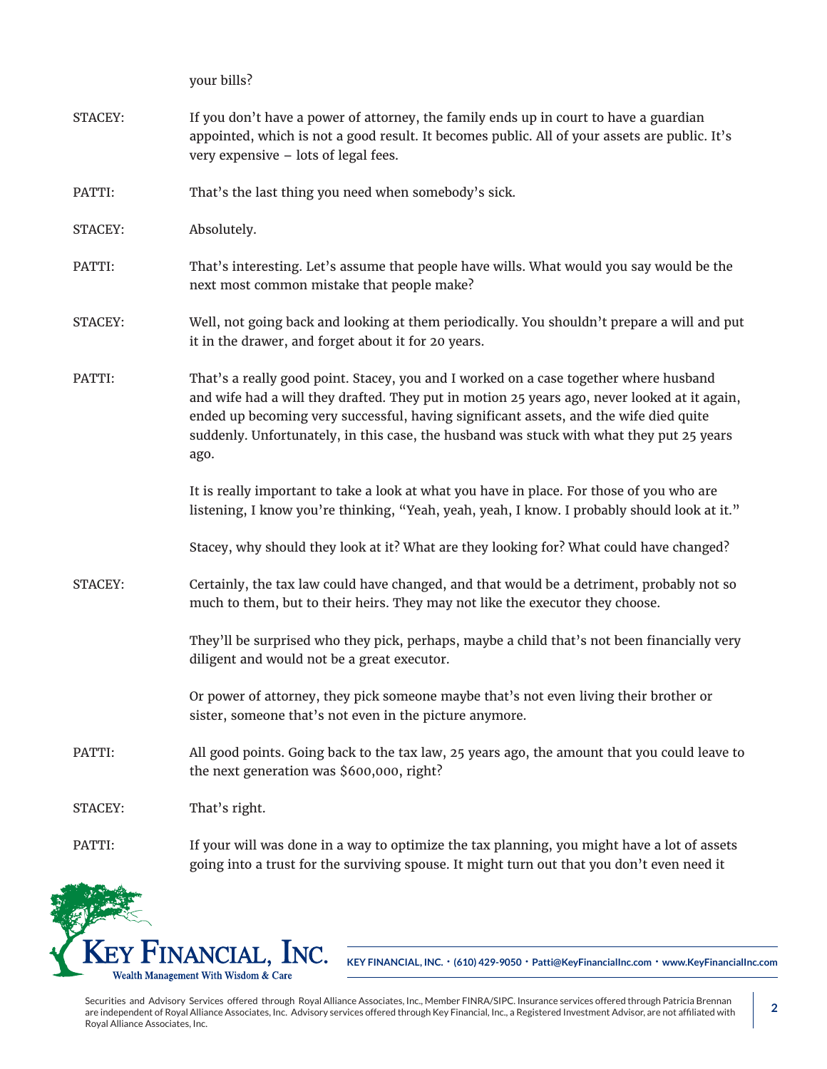your bills?

STACEY: If you don't have a power of attorney, the family ends up in court to have a guardian appointed, which is not a good result. It becomes public. All of your assets are public. It's very expensive – lots of legal fees.

PATTI: That's the last thing you need when somebody's sick.

STACEY: Absolutely.

PATTI: That's interesting. Let's assume that people have wills. What would you say would be the next most common mistake that people make?

STACEY: Well, not going back and looking at them periodically. You shouldn't prepare a will and put it in the drawer, and forget about it for 20 years.

PATTI: That's a really good point. Stacey, you and I worked on a case together where husband and wife had a will they drafted. They put in motion 25 years ago, never looked at it again, ended up becoming very successful, having significant assets, and the wife died quite suddenly. Unfortunately, in this case, the husband was stuck with what they put 25 years ago.

It is really important to take a look at what you have in place. For those of you who are listening, I know you're thinking, "Yeah, yeah, yeah, I know. I probably should look at it."

Stacey, why should they look at it? What are they looking for? What could have changed?

STACEY: Certainly, the tax law could have changed, and that would be a detriment, probably not so much to them, but to their heirs. They may not like the executor they choose.

They'll be surprised who they pick, perhaps, maybe a child that's not been financially very diligent and would not be a great executor.

Or power of attorney, they pick someone maybe that's not even living their brother or sister, someone that's not even in the picture anymore.

PATTI: All good points. Going back to the tax law, 25 years ago, the amount that you could leave to the next generation was $600,000, right?

STACEY: That's right.

PATTI: If your will was done in a way to optimize the tax planning, you might have a lot of assets going into a trust for the surviving spouse. It might turn out that you don't even need it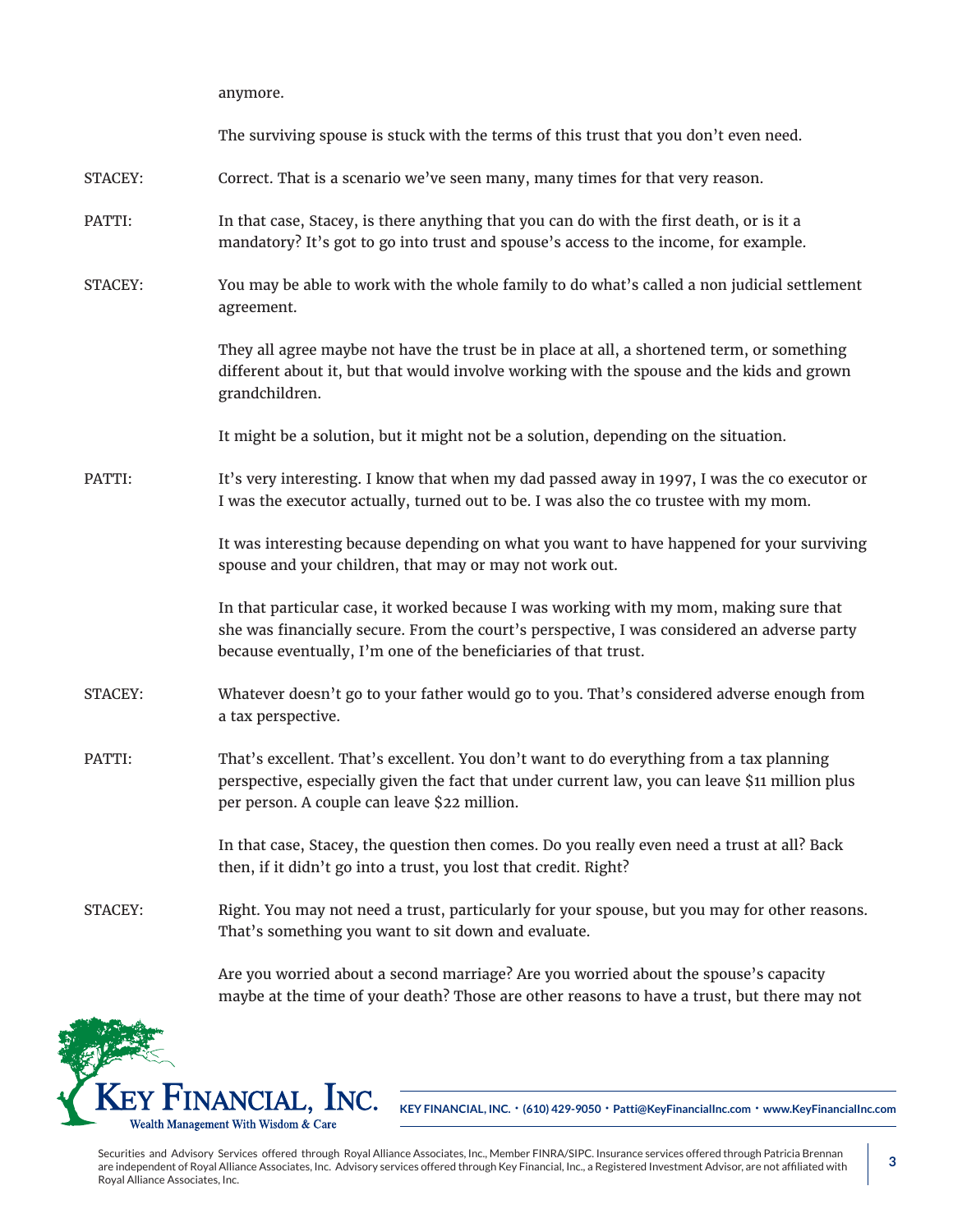anymore.

The surviving spouse is stuck with the terms of this trust that you don't even need.

STACEY: Correct. That is a scenario we've seen many, many times for that very reason.

PATTI: In that case, Stacey, is there anything that you can do with the first death, or is it a mandatory? It's got to go into trust and spouse's access to the income, for example.

STACEY: You may be able to work with the whole family to do what's called a non judicial settlement agreement.

They all agree maybe not have the trust be in place at all, a shortened term, or something different about it, but that would involve working with the spouse and the kids and grown grandchildren.

It might be a solution, but it might not be a solution, depending on the situation.

PATTI: It's very interesting. I know that when my dad passed away in 1997, I was the co executor or I was the executor actually, turned out to be. I was also the co trustee with my mom.

It was interesting because depending on what you want to have happened for your surviving spouse and your children, that may or may not work out.

In that particular case, it worked because I was working with my mom, making sure that she was financially secure. From the court's perspective, I was considered an adverse party because eventually, I'm one of the beneficiaries of that trust.

STACEY: Whatever doesn't go to your father would go to you. That's considered adverse enough from a tax perspective.

PATTI: That's excellent. That's excellent. You don't want to do everything from a tax planning perspective, especially given the fact that under current law, you can leave $11 million plus per person. A couple can leave $22 million.

In that case, Stacey, the question then comes. Do you really even need a trust at all? Back then, if it didn't go into a trust, you lost that credit. Right?

STACEY: Right. You may not need a trust, particularly for your spouse, but you may for other reasons. That's something you want to sit down and evaluate.

Are you worried about a second marriage? Are you worried about the spouse's capacity maybe at the time of your death? Those are other reasons to have a trust, but there may not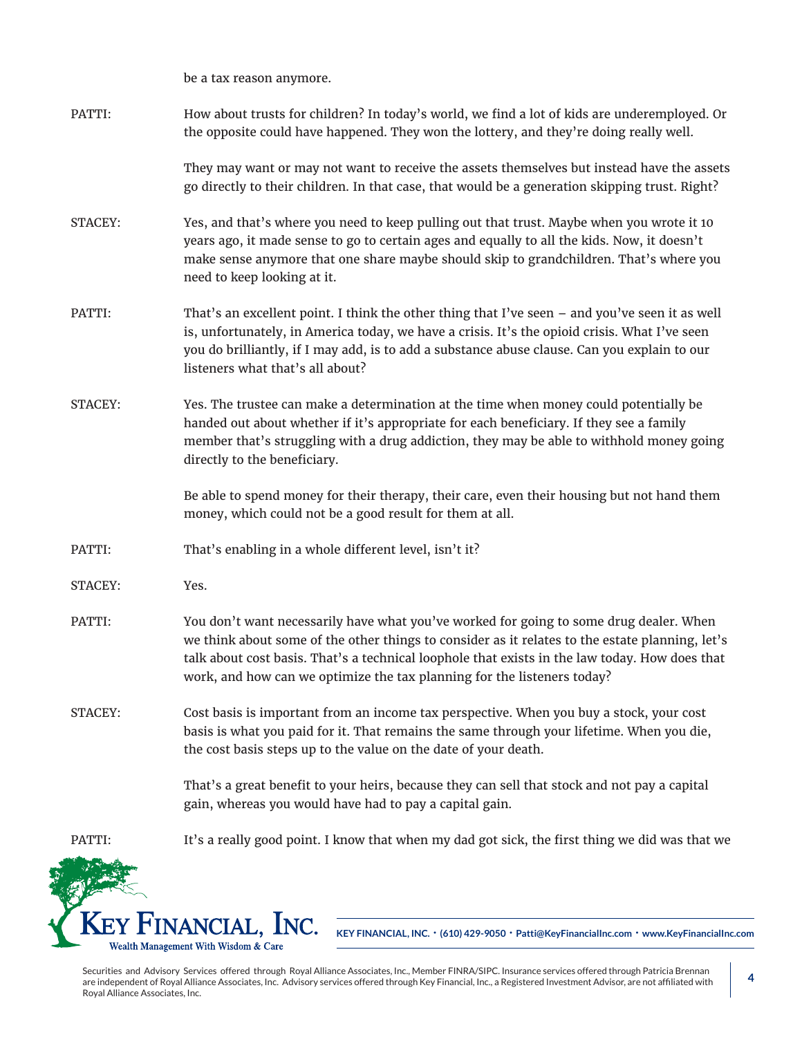be a tax reason anymore.

PATTI: How about trusts for children? In today's world, we find a lot of kids are underemployed. Or the opposite could have happened. They won the lottery, and they're doing really well.

They may want or may not want to receive the assets themselves but instead have the assets go directly to their children. In that case, that would be a generation skipping trust. Right?

STACEY: Yes, and that's where you need to keep pulling out that trust. Maybe when you wrote it 10 years ago, it made sense to go to certain ages and equally to all the kids. Now, it doesn't make sense anymore that one share maybe should skip to grandchildren. That's where you need to keep looking at it.

PATTI: That's an excellent point. I think the other thing that I've seen – and you've seen it as well is, unfortunately, in America today, we have a crisis. It's the opioid crisis. What I've seen you do brilliantly, if I may add, is to add a substance abuse clause. Can you explain to our listeners what that's all about?

STACEY: Yes. The trustee can make a determination at the time when money could potentially be handed out about whether if it's appropriate for each beneficiary. If they see a family member that's struggling with a drug addiction, they may be able to withhold money going directly to the beneficiary.

Be able to spend money for their therapy, their care, even their housing but not hand them money, which could not be a good result for them at all.

PATTI: That's enabling in a whole different level, isn't it?

STACEY: Yes.

PATTI: You don't want necessarily have what you've worked for going to some drug dealer. When we think about some of the other things to consider as it relates to the estate planning, let's talk about cost basis. That's a technical loophole that exists in the law today. How does that work, and how can we optimize the tax planning for the listeners today?

STACEY: Cost basis is important from an income tax perspective. When you buy a stock, your cost basis is what you paid for it. That remains the same through your lifetime. When you die, the cost basis steps up to the value on the date of your death.

That's a great benefit to your heirs, because they can sell that stock and not pay a capital gain, whereas you would have had to pay a capital gain.

PATTI: It's a really good point. I know that when my dad got sick, the first thing we did was that we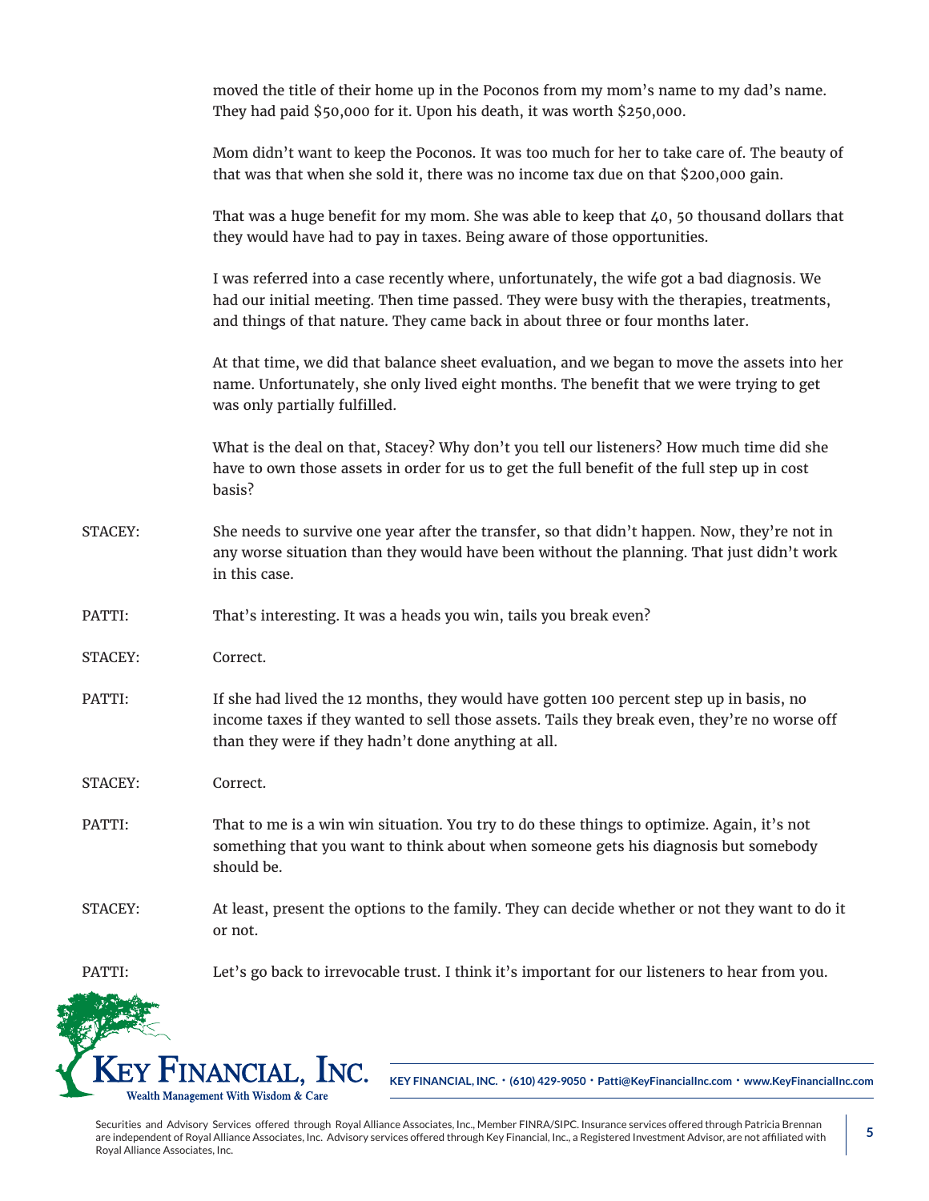moved the title of their home up in the Poconos from my mom's name to my dad's name. They had paid $50,000 for it. Upon his death, it was worth $250,000.

Mom didn't want to keep the Poconos. It was too much for her to take care of. The beauty of that was that when she sold it, there was no income tax due on that $200,000 gain.

That was a huge benefit for my mom. She was able to keep that 40, 50 thousand dollars that they would have had to pay in taxes. Being aware of those opportunities.

I was referred into a case recently where, unfortunately, the wife got a bad diagnosis. We had our initial meeting. Then time passed. They were busy with the therapies, treatments, and things of that nature. They came back in about three or four months later.

At that time, we did that balance sheet evaluation, and we began to move the assets into her name. Unfortunately, she only lived eight months. The benefit that we were trying to get was only partially fulfilled.

What is the deal on that, Stacey? Why don't you tell our listeners? How much time did she have to own those assets in order for us to get the full benefit of the full step up in cost basis?

STACEY: She needs to survive one year after the transfer, so that didn't happen. Now, they're not in any worse situation than they would have been without the planning. That just didn't work in this case.

PATTI: That's interesting. It was a heads you win, tails you break even?

STACEY: Correct.

PATTI: If she had lived the 12 months, they would have gotten 100 percent step up in basis, no income taxes if they wanted to sell those assets. Tails they break even, they're no worse off than they were if they hadn't done anything at all.

STACEY: Correct.

PATTI: That to me is a win win situation. You try to do these things to optimize. Again, it's not something that you want to think about when someone gets his diagnosis but somebody should be.

STACEY: At least, present the options to the family. They can decide whether or not they want to do it or not.

PATTI: Let's go back to irrevocable trust. I think it's important for our listeners to hear from you.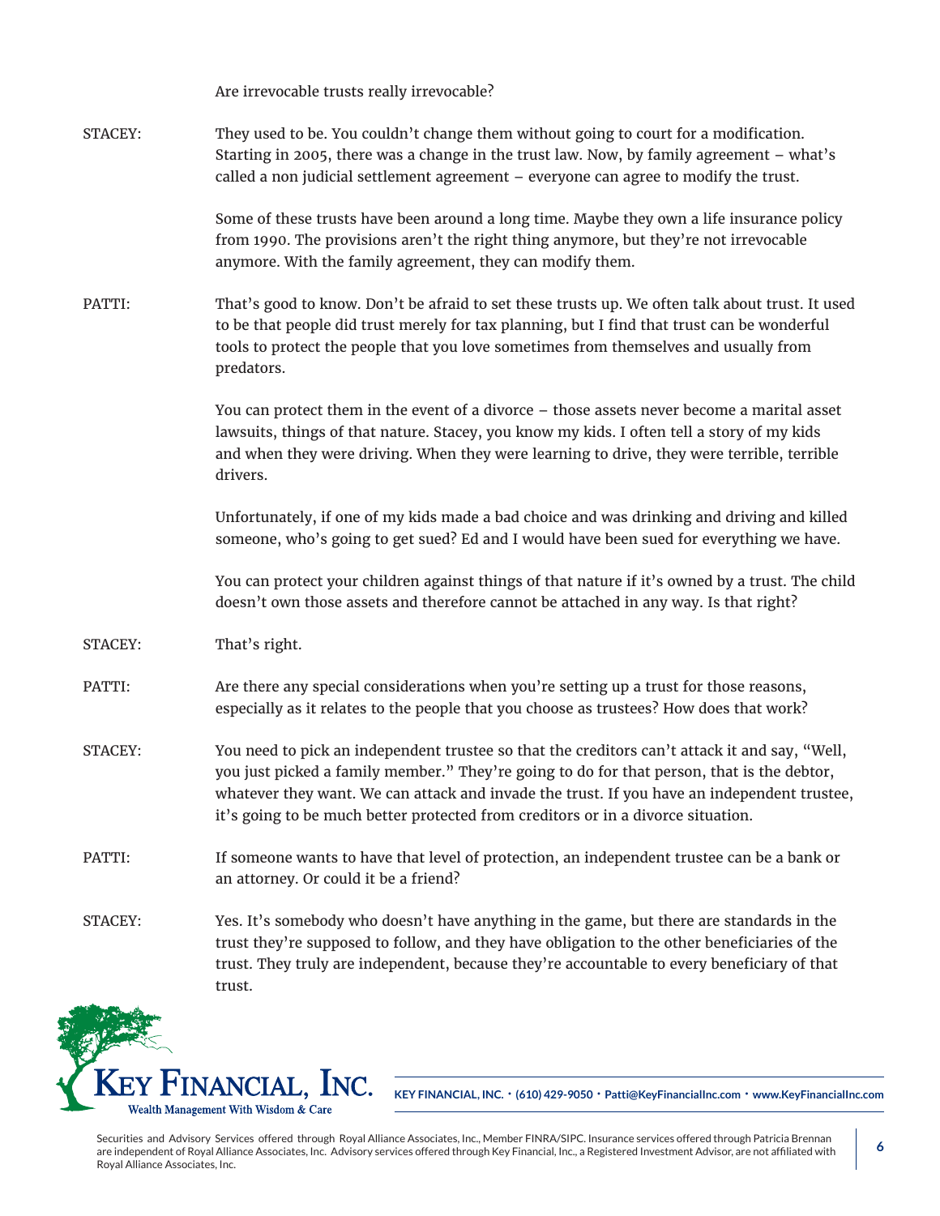Are irrevocable trusts really irrevocable?

STACEY: They used to be. You couldn't change them without going to court for a modification. Starting in 2005, there was a change in the trust law. Now, by family agreement – what's called a non judicial settlement agreement – everyone can agree to modify the trust.

Some of these trusts have been around a long time. Maybe they own a life insurance policy from 1990. The provisions aren't the right thing anymore, but they're not irrevocable anymore. With the family agreement, they can modify them.

PATTI: That's good to know. Don't be afraid to set these trusts up. We often talk about trust. It used to be that people did trust merely for tax planning, but I find that trust can be wonderful tools to protect the people that you love sometimes from themselves and usually from predators.

You can protect them in the event of a divorce – those assets never become a marital asset lawsuits, things of that nature. Stacey, you know my kids. I often tell a story of my kids and when they were driving. When they were learning to drive, they were terrible, terrible drivers.

Unfortunately, if one of my kids made a bad choice and was drinking and driving and killed someone, who's going to get sued? Ed and I would have been sued for everything we have.

You can protect your children against things of that nature if it's owned by a trust. The child doesn't own those assets and therefore cannot be attached in any way. Is that right?

STACEY: That's right.

PATTI: Are there any special considerations when you're setting up a trust for those reasons, especially as it relates to the people that you choose as trustees? How does that work?

STACEY: You need to pick an independent trustee so that the creditors can't attack it and say, "Well, you just picked a family member." They're going to do for that person, that is the debtor, whatever they want. We can attack and invade the trust. If you have an independent trustee, it's going to be much better protected from creditors or in a divorce situation.

PATTI: If someone wants to have that level of protection, an independent trustee can be a bank or an attorney. Or could it be a friend?

STACEY: Yes. It's somebody who doesn't have anything in the game, but there are standards in the trust they're supposed to follow, and they have obligation to the other beneficiaries of the trust. They truly are independent, because they're accountable to every beneficiary of that trust.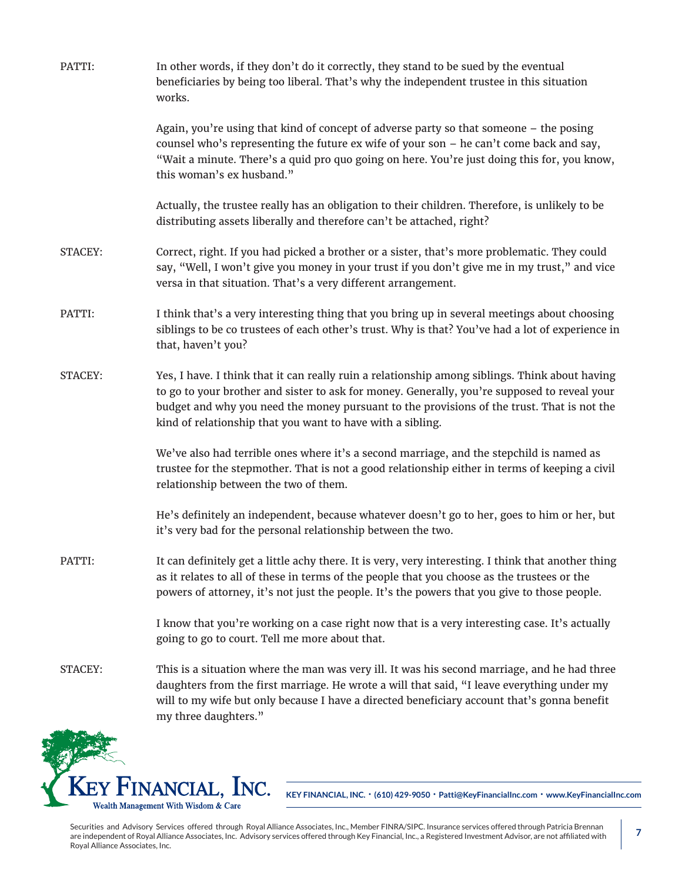PATTI: In other words, if they don't do it correctly, they stand to be sued by the eventual beneficiaries by being too liberal. That's why the independent trustee in this situation works.

Again, you're using that kind of concept of adverse party so that someone – the posing counsel who's representing the future ex wife of your son – he can't come back and say, "Wait a minute. There's a quid pro quo going on here. You're just doing this for, you know, this woman's ex husband."

Actually, the trustee really has an obligation to their children. Therefore, is unlikely to be distributing assets liberally and therefore can't be attached, right?

STACEY: Correct, right. If you had picked a brother or a sister, that's more problematic. They could say, "Well, I won't give you money in your trust if you don't give me in my trust," and vice versa in that situation. That's a very different arrangement.

PATTI: I think that's a very interesting thing that you bring up in several meetings about choosing siblings to be co trustees of each other's trust. Why is that? You've had a lot of experience in that, haven't you?

STACEY: Yes, I have. I think that it can really ruin a relationship among siblings. Think about having to go to your brother and sister to ask for money. Generally, you're supposed to reveal your budget and why you need the money pursuant to the provisions of the trust. That is not the kind of relationship that you want to have with a sibling.

We've also had terrible ones where it's a second marriage, and the stepchild is named as trustee for the stepmother. That is not a good relationship either in terms of keeping a civil relationship between the two of them.

He's definitely an independent, because whatever doesn't go to her, goes to him or her, but it's very bad for the personal relationship between the two.

PATTI: It can definitely get a little achy there. It is very, very interesting. I think that another thing as it relates to all of these in terms of the people that you choose as the trustees or the powers of attorney, it's not just the people. It's the powers that you give to those people.

I know that you're working on a case right now that is a very interesting case. It's actually going to go to court. Tell me more about that.

STACEY: This is a situation where the man was very ill. It was his second marriage, and he had three daughters from the first marriage. He wrote a will that said, "I leave everything under my will to my wife but only because I have a directed beneficiary account that's gonna benefit my three daughters."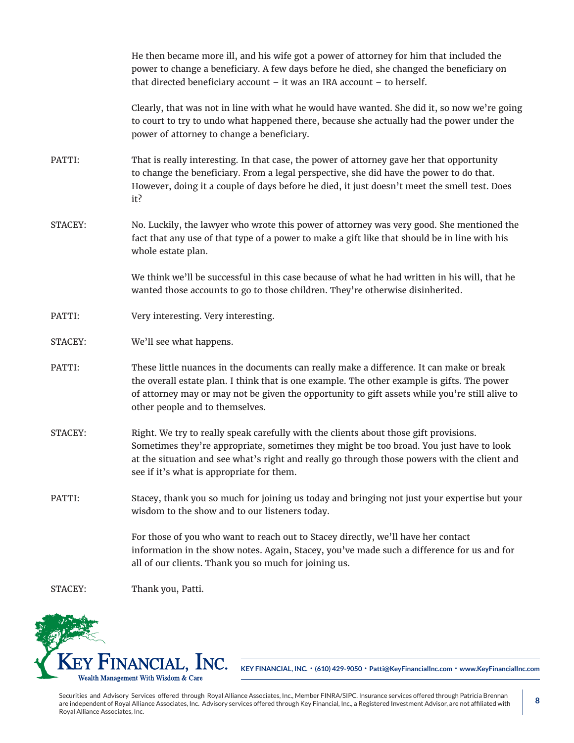He then became more ill, and his wife got a power of attorney for him that included the power to change a beneficiary. A few days before he died, she changed the beneficiary on that directed beneficiary account – it was an IRA account – to herself.

Clearly, that was not in line with what he would have wanted. She did it, so now we're going to court to try to undo what happened there, because she actually had the power under the power of attorney to change a beneficiary.

PATTI: That is really interesting. In that case, the power of attorney gave her that opportunity to change the beneficiary. From a legal perspective, she did have the power to do that. However, doing it a couple of days before he died, it just doesn't meet the smell test. Does it?

STACEY: No. Luckily, the lawyer who wrote this power of attorney was very good. She mentioned the fact that any use of that type of a power to make a gift like that should be in line with his whole estate plan.

We think we'll be successful in this case because of what he had written in his will, that he wanted those accounts to go to those children. They're otherwise disinherited.

PATTI: Very interesting. Very interesting.

STACEY: We'll see what happens.

PATTI: These little nuances in the documents can really make a difference. It can make or break the overall estate plan. I think that is one example. The other example is gifts. The power of attorney may or may not be given the opportunity to gift assets while you're still alive to other people and to themselves.

STACEY: Right. We try to really speak carefully with the clients about those gift provisions. Sometimes they're appropriate, sometimes they might be too broad. You just have to look at the situation and see what's right and really go through those powers with the client and see if it's what is appropriate for them.

PATTI: Stacey, thank you so much for joining us today and bringing not just your expertise but your wisdom to the show and to our listeners today.

For those of you who want to reach out to Stacey directly, we'll have her contact information in the show notes. Again, Stacey, you've made such a difference for us and for all of our clients. Thank you so much for joining us.

STACEY: Thank you, Patti.

KEY FINANCIAL, INC. • (610) 429-9050 • Patti@KeyFinancialInc.com • www.KeyFinancialInc.com

Securities and Advisory Services offered through Royal Alliance Associates, Inc., Member FINRA/SIPC. Insurance services offered through Patricia Brennan are independent of Royal Alliance Associates, Inc. Advisory services offered through Key Financial, Inc., a Registered Investment Advisor, are not affiliated with Royal Alliance Associates, Inc.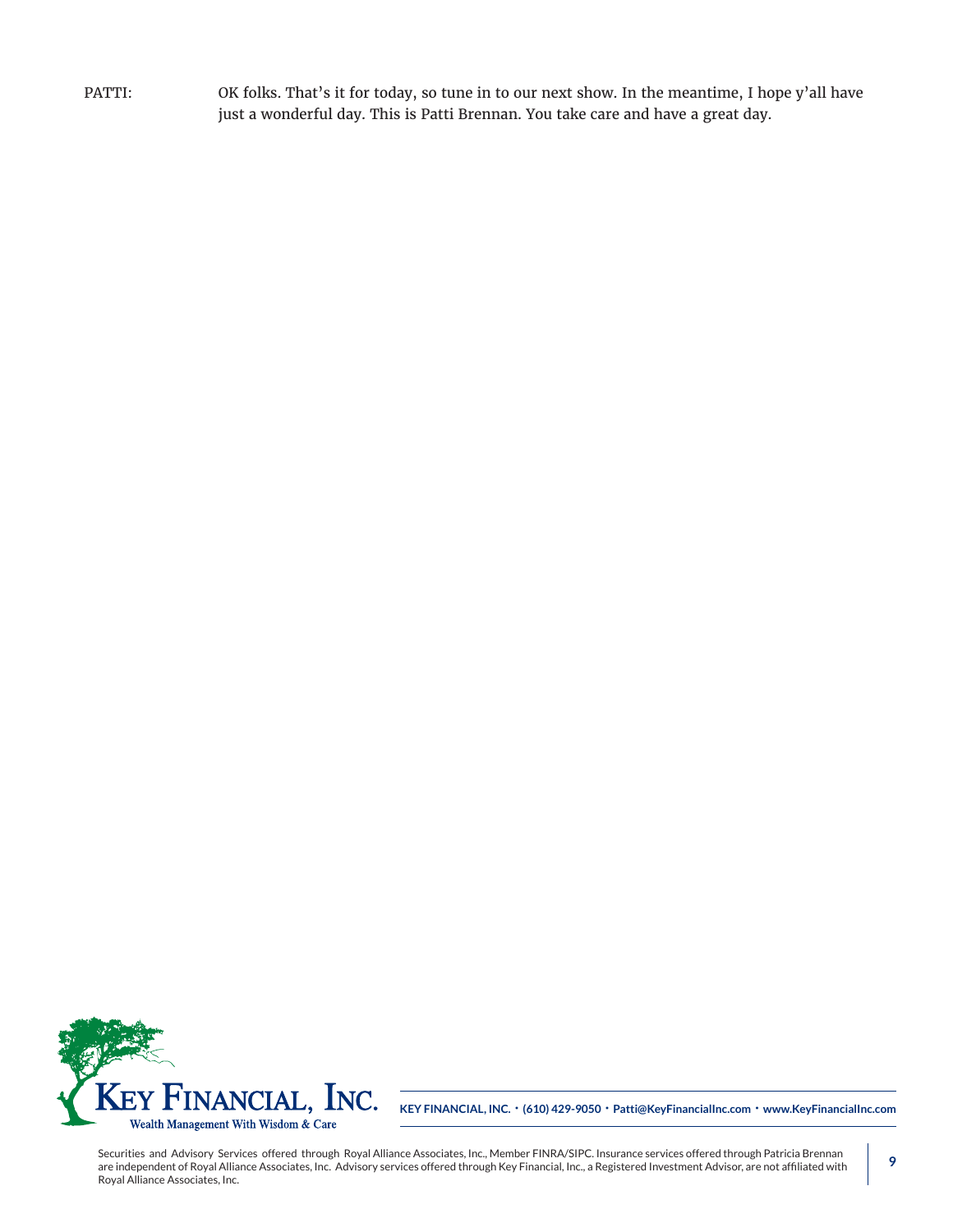PATTI: OK folks. That's it for today, so tune in to our next show. In the meantime, I hope y'all have just a wonderful day. This is Patti Brennan. You take care and have a great day.